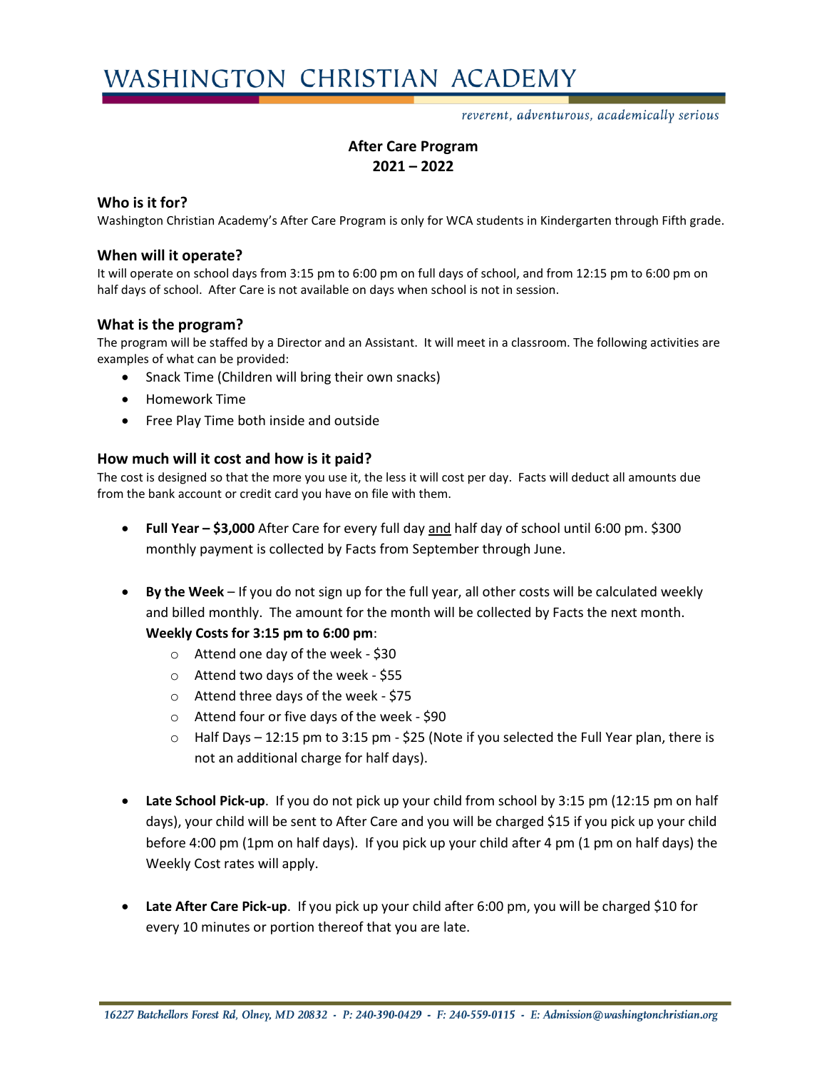# WASHINGTON CHRISTIAN ACADEMY

*reverent, adventurous, academically serious*

**After Care Program**
**2021 – 2022**

### Who is it for?

Washington Christian Academy's After Care Program is only for WCA students in Kindergarten through Fifth grade.

### When will it operate?

It will operate on school days from 3:15 pm to 6:00 pm on full days of school, and from 12:15 pm to 6:00 pm on half days of school. After Care is not available on days when school is not in session.

### What is the program?

The program will be staffed by a Director and an Assistant. It will meet in a classroom. The following activities are examples of what can be provided:

- Snack Time (Children will bring their own snacks)
- Homework Time
- Free Play Time both inside and outside

### How much will it cost and how is it paid?

The cost is designed so that the more you use it, the less it will cost per day. Facts will deduct all amounts due from the bank account or credit card you have on file with them.

- **Full Year – $3,000** After Care for every full day <u>and</u> half day of school until 6:00 pm. $300 monthly payment is collected by Facts from September through June.

- **By the Week** – If you do not sign up for the full year, all other costs will be calculated weekly and billed monthly. The amount for the month will be collected by Facts the next month.
  **Weekly Costs for 3:15 pm to 6:00 pm**:
  - Attend one day of the week - $30
  - Attend two days of the week - $55
  - Attend three days of the week - $75
  - Attend four or five days of the week - $90
  - Half Days – 12:15 pm to 3:15 pm - $25 (Note if you selected the Full Year plan, there is not an additional charge for half days).

- **Late School Pick-up**. If you do not pick up your child from school by 3:15 pm (12:15 pm on half days), your child will be sent to After Care and you will be charged $15 if you pick up your child before 4:00 pm (1pm on half days). If you pick up your child after 4 pm (1 pm on half days) the Weekly Cost rates will apply.

- **Late After Care Pick-up**. If you pick up your child after 6:00 pm, you will be charged $10 for every 10 minutes or portion thereof that you are late.

*16227 Batchellors Forest Rd, Olney, MD 20832 - P: 240-390-0429 - F: 240-559-0115 - E: Admission@washingtonchristian.org*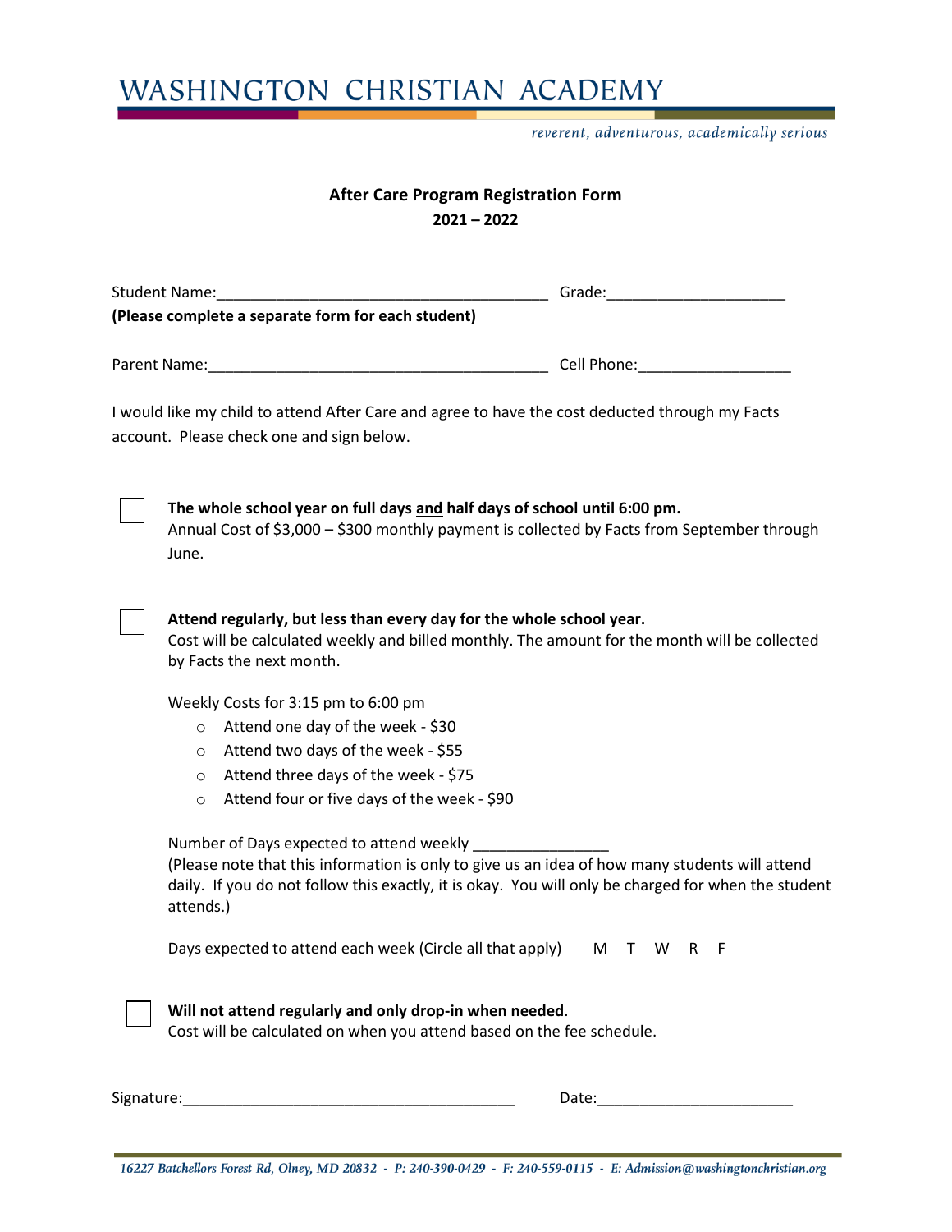# WASHINGTON CHRISTIAN ACADEMY

*reverent, adventurous, academically serious*

**After Care Program Registration Form**
**2021 – 2022**

Student Name:_______________________________________ Grade:____________________
**(Please complete a separate form for each student)**

Parent Name:________________________________________ Cell Phone:_________________

I would like my child to attend After Care and agree to have the cost deducted through my Facts account. Please check one and sign below.

☐ **The whole school year on full days and half days of school until 6:00 pm.**
Annual Cost of $3,000 – $300 monthly payment is collected by Facts from September through June.

☐ **Attend regularly, but less than every day for the whole school year.**
Cost will be calculated weekly and billed monthly. The amount for the month will be collected by Facts the next month.

Weekly Costs for 3:15 pm to 6:00 pm

- Attend one day of the week - $30
- Attend two days of the week - $55
- Attend three days of the week - $75
- Attend four or five days of the week - $90

Number of Days expected to attend weekly _______________
(Please note that this information is only to give us an idea of how many students will attend daily. If you do not follow this exactly, it is okay. You will only be charged for when the student attends.)

Days expected to attend each week (Circle all that apply) M T W R F

☐ **Will not attend regularly and only drop-in when needed**.
Cost will be calculated on when you attend based on the fee schedule.

Signature:_______________________________________ Date:______________________

*16227 Batchellors Forest Rd, Olney, MD 20832 - P: 240-390-0429 - F: 240-559-0115 - E: Admission@washingtonchristian.org*